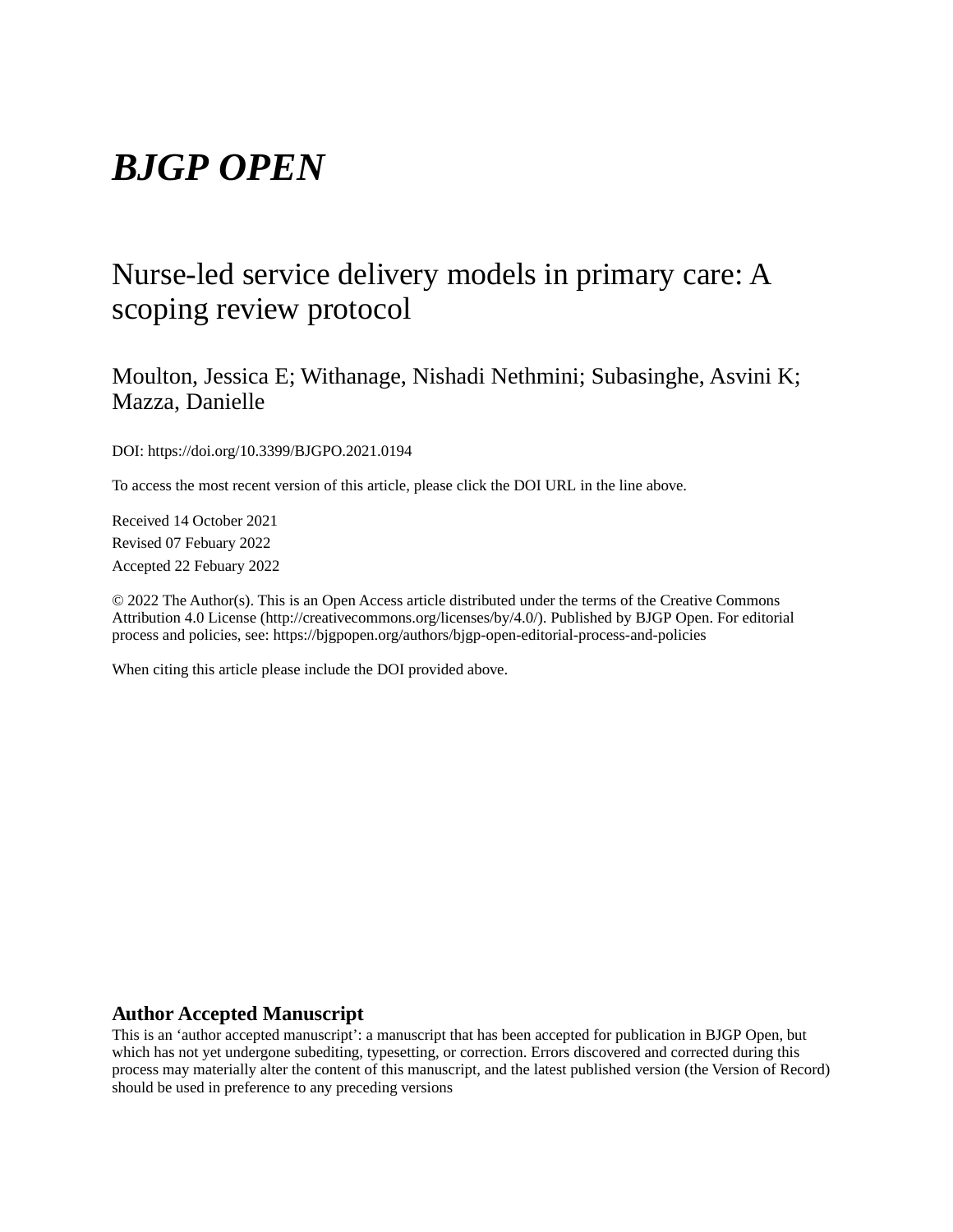# *BJGP OPEN*

## Nurse-led service delivery models in primary care: A scoping review protocol

Moulton, Jessica E; Withanage, Nishadi Nethmini; Subasinghe, Asvini K; Mazza, Danielle

DOI: https://doi.org/10.3399/BJGPO.2021.0194

To access the most recent version of this article, please click the DOI URL in the line above.

Received 14 October 2021

Revised 07 Febuary 2022

Accepted 22 Febuary 2022

© 2022 The Author(s). This is an Open Access article distributed under the terms of the Creative Commons Attribution 4.0 License (http://creativecommons.org/licenses/by/4.0/). Published by BJGP Open. For editorial process and policies, see: https://bjgpopen.org/authors/bjgp-open-editorial-process-and-policies

When citing this article please include the DOI provided above.

### Author Accepted Manuscript

This is an 'author accepted manuscript': a manuscript that has been accepted for publication in BJGP Open, but which has not yet undergone subediting, typesetting, or correction. Errors discovered and corrected during this process may materially alter the content of this manuscript, and the latest published version (the Version of Record) should be used in preference to any preceding versions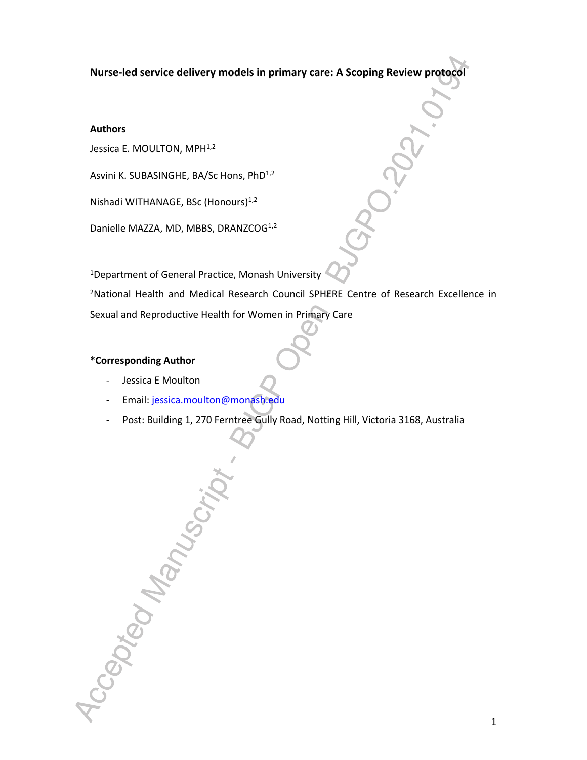**Nurse-led service delivery models in primary care: A Scoping Review protocol**

**Authors**

Jessica E. MOULTON, MPH[1,2]

Asvini K. SUBASINGHE, BA/Sc Hons, PhD[1,2]

Nishadi WITHANAGE, BSc (Honours)[1,2]

Danielle MAZZA, MD, MBBS, DRANZCOG[1,2]

[1]Department of General Practice, Monash University

[2]National Health and Medical Research Council SPHERE Centre of Research Excellence in Sexual and Reproductive Health for Women in Primary Care

**\*Corresponding Author**

- Jessica E Moulton
- Email: jessica.moulton@monash.edu
- Post: Building 1, 270 Ferntree Gully Road, Notting Hill, Victoria 3168, Australia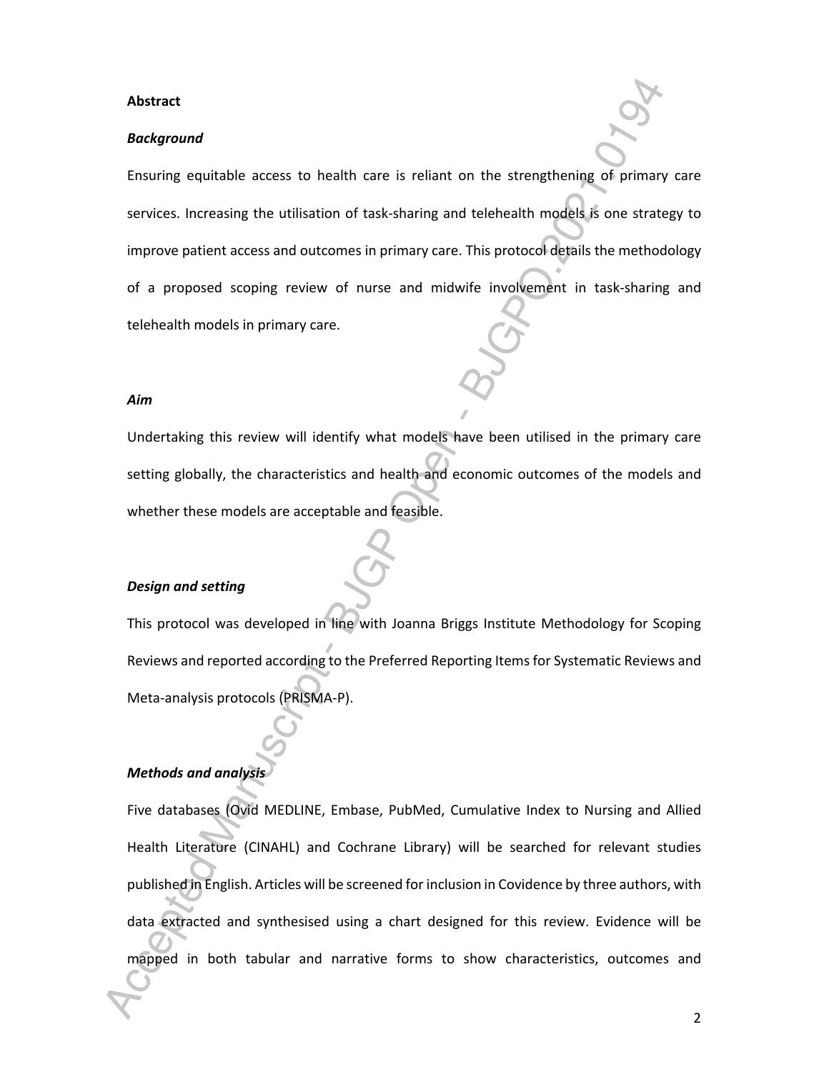**Abstract**

***Background***

Ensuring equitable access to health care is reliant on the strengthening of primary care services. Increasing the utilisation of task-sharing and telehealth models is one strategy to improve patient access and outcomes in primary care. This protocol details the methodology of a proposed scoping review of nurse and midwife involvement in task-sharing and telehealth models in primary care.

***Aim***

Undertaking this review will identify what models have been utilised in the primary care setting globally, the characteristics and health and economic outcomes of the models and whether these models are acceptable and feasible.

***Design and setting***

This protocol was developed in line with Joanna Briggs Institute Methodology for Scoping Reviews and reported according to the Preferred Reporting Items for Systematic Reviews and Meta-analysis protocols (PRISMA-P).

***Methods and analysis***

Five databases (Ovid MEDLINE, Embase, PubMed, Cumulative Index to Nursing and Allied Health Literature (CINAHL) and Cochrane Library) will be searched for relevant studies published in English. Articles will be screened for inclusion in Covidence by three authors, with data extracted and synthesised using a chart designed for this review. Evidence will be mapped in both tabular and narrative forms to show characteristics, outcomes and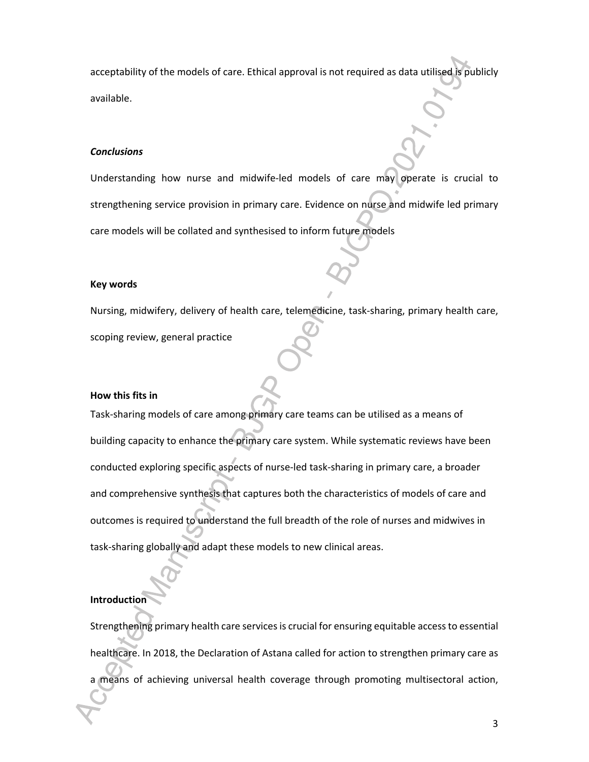acceptability of the models of care. Ethical approval is not required as data utilised is publicly available.

***Conclusions***

Understanding how nurse and midwife-led models of care may operate is crucial to strengthening service provision in primary care. Evidence on nurse and midwife led primary care models will be collated and synthesised to inform future models

**Key words**

Nursing, midwifery, delivery of health care, telemedicine, task-sharing, primary health care, scoping review, general practice

**How this fits in**

Task-sharing models of care among primary care teams can be utilised as a means of building capacity to enhance the primary care system. While systematic reviews have been conducted exploring specific aspects of nurse-led task-sharing in primary care, a broader and comprehensive synthesis that captures both the characteristics of models of care and outcomes is required to understand the full breadth of the role of nurses and midwives in task-sharing globally and adapt these models to new clinical areas.

**Introduction**

Strengthening primary health care services is crucial for ensuring equitable access to essential healthcare. In 2018, the Declaration of Astana called for action to strengthen primary care as a means of achieving universal health coverage through promoting multisectoral action,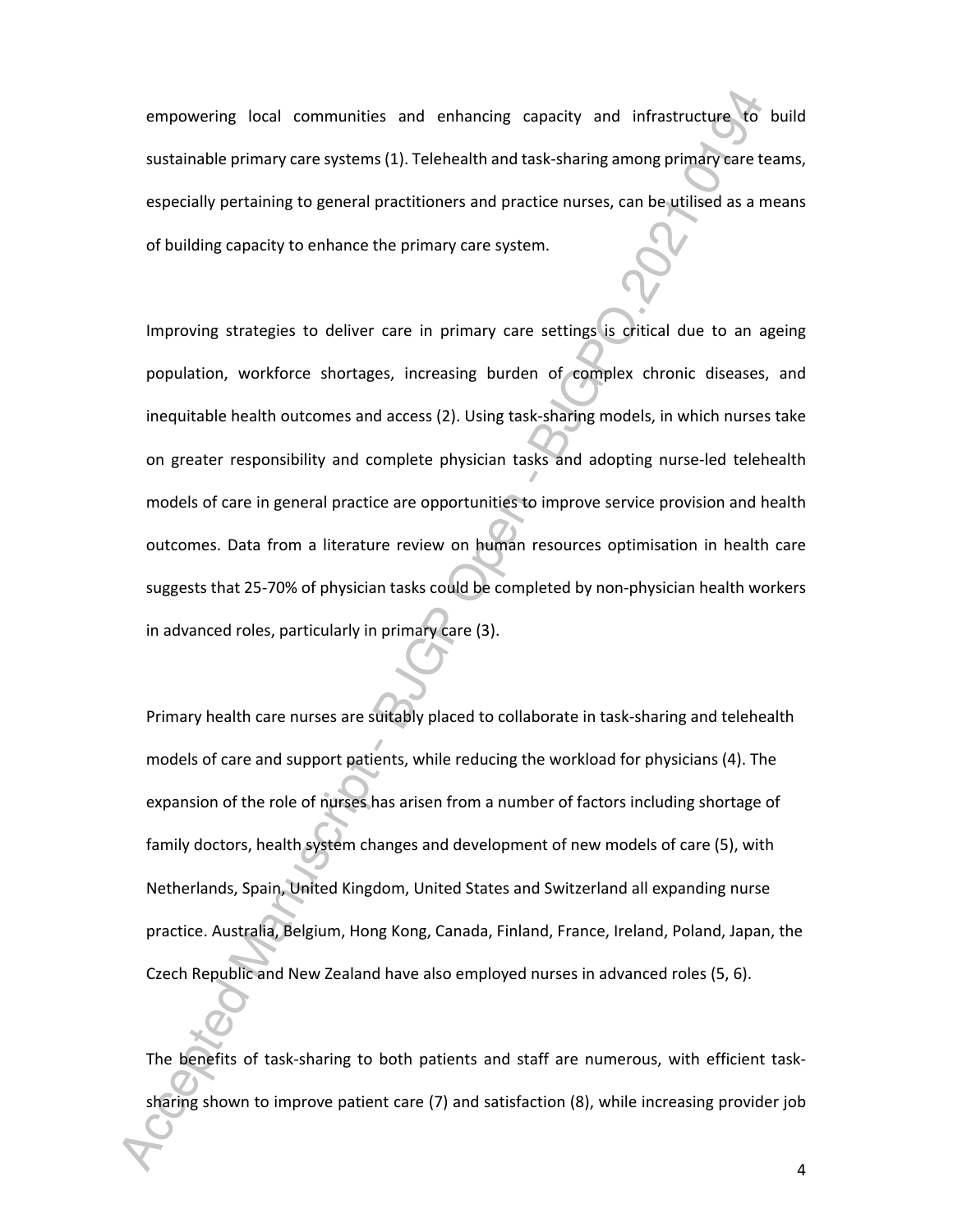empowering local communities and enhancing capacity and infrastructure to build sustainable primary care systems (1). Telehealth and task-sharing among primary care teams, especially pertaining to general practitioners and practice nurses, can be utilised as a means of building capacity to enhance the primary care system.

Improving strategies to deliver care in primary care settings is critical due to an ageing population, workforce shortages, increasing burden of complex chronic diseases, and inequitable health outcomes and access (2). Using task-sharing models, in which nurses take on greater responsibility and complete physician tasks and adopting nurse-led telehealth models of care in general practice are opportunities to improve service provision and health outcomes. Data from a literature review on human resources optimisation in health care suggests that 25-70% of physician tasks could be completed by non-physician health workers in advanced roles, particularly in primary care (3).

Primary health care nurses are suitably placed to collaborate in task-sharing and telehealth models of care and support patients, while reducing the workload for physicians (4). The expansion of the role of nurses has arisen from a number of factors including shortage of family doctors, health system changes and development of new models of care (5), with Netherlands, Spain, United Kingdom, United States and Switzerland all expanding nurse practice. Australia, Belgium, Hong Kong, Canada, Finland, France, Ireland, Poland, Japan, the Czech Republic and New Zealand have also employed nurses in advanced roles (5, 6).

The benefits of task-sharing to both patients and staff are numerous, with efficient task-sharing shown to improve patient care (7) and satisfaction (8), while increasing provider job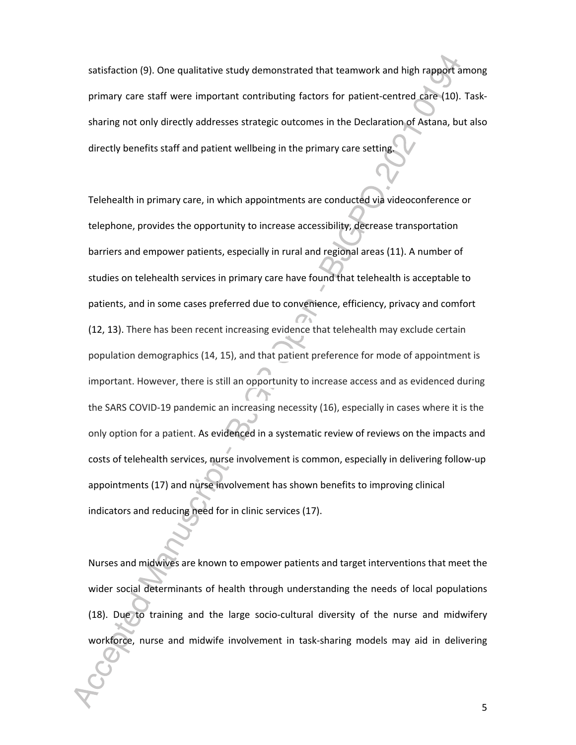satisfaction (9). One qualitative study demonstrated that teamwork and high rapport among primary care staff were important contributing factors for patient-centred care (10). Task-sharing not only directly addresses strategic outcomes in the Declaration of Astana, but also directly benefits staff and patient wellbeing in the primary care setting.

Telehealth in primary care, in which appointments are conducted via videoconference or telephone, provides the opportunity to increase accessibility, decrease transportation barriers and empower patients, especially in rural and regional areas (11). A number of studies on telehealth services in primary care have found that telehealth is acceptable to patients, and in some cases preferred due to convenience, efficiency, privacy and comfort (12, 13). There has been recent increasing evidence that telehealth may exclude certain population demographics (14, 15), and that patient preference for mode of appointment is important. However, there is still an opportunity to increase access and as evidenced during the SARS COVID-19 pandemic an increasing necessity (16), especially in cases where it is the only option for a patient. As evidenced in a systematic review of reviews on the impacts and costs of telehealth services, nurse involvement is common, especially in delivering follow-up appointments (17) and nurse involvement has shown benefits to improving clinical indicators and reducing need for in clinic services (17).

Nurses and midwives are known to empower patients and target interventions that meet the wider social determinants of health through understanding the needs of local populations (18). Due to training and the large socio-cultural diversity of the nurse and midwifery workforce, nurse and midwife involvement in task-sharing models may aid in delivering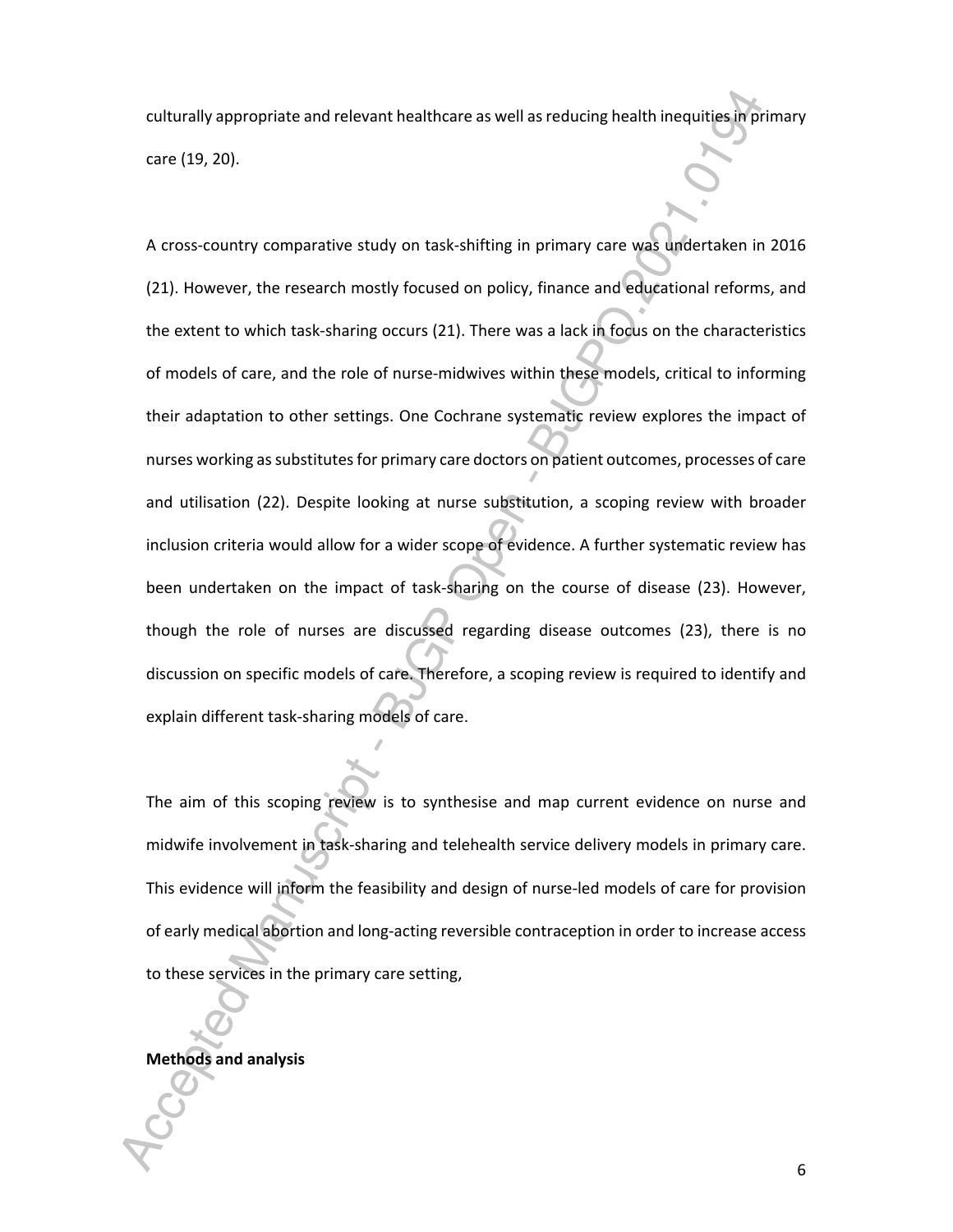culturally appropriate and relevant healthcare as well as reducing health inequities in primary care (19, 20).

A cross-country comparative study on task-shifting in primary care was undertaken in 2016 (21). However, the research mostly focused on policy, finance and educational reforms, and the extent to which task-sharing occurs (21). There was a lack in focus on the characteristics of models of care, and the role of nurse-midwives within these models, critical to informing their adaptation to other settings. One Cochrane systematic review explores the impact of nurses working as substitutes for primary care doctors on patient outcomes, processes of care and utilisation (22). Despite looking at nurse substitution, a scoping review with broader inclusion criteria would allow for a wider scope of evidence. A further systematic review has been undertaken on the impact of task-sharing on the course of disease (23). However, though the role of nurses are discussed regarding disease outcomes (23), there is no discussion on specific models of care. Therefore, a scoping review is required to identify and explain different task-sharing models of care.

The aim of this scoping review is to synthesise and map current evidence on nurse and midwife involvement in task-sharing and telehealth service delivery models in primary care. This evidence will inform the feasibility and design of nurse-led models of care for provision of early medical abortion and long-acting reversible contraception in order to increase access to these services in the primary care setting,

**Methods and analysis**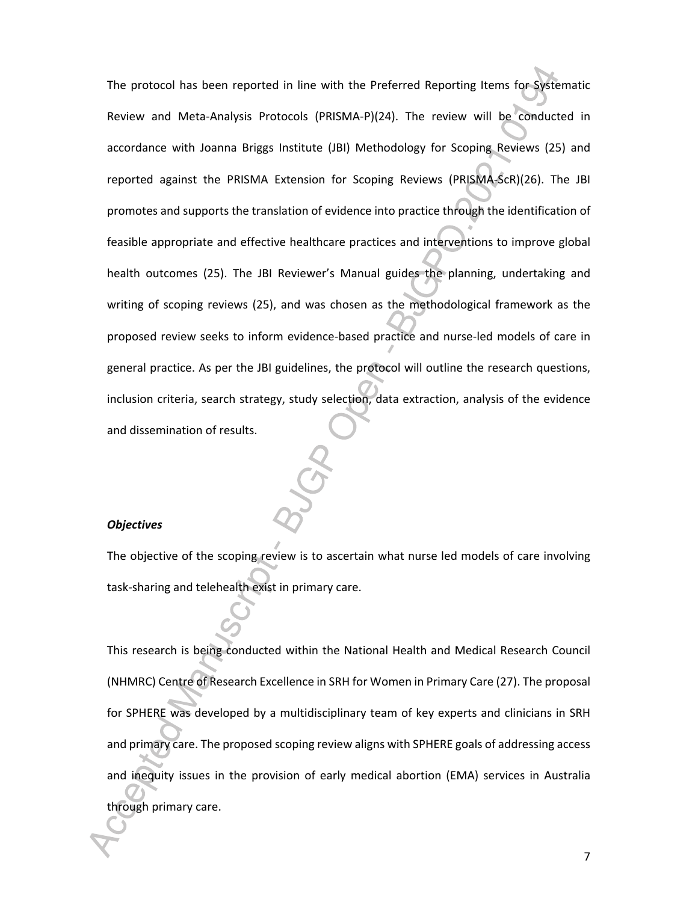The protocol has been reported in line with the Preferred Reporting Items for Systematic Review and Meta-Analysis Protocols (PRISMA-P)(24). The review will be conducted in accordance with Joanna Briggs Institute (JBI) Methodology for Scoping Reviews (25) and reported against the PRISMA Extension for Scoping Reviews (PRISMA-ScR)(26). The JBI promotes and supports the translation of evidence into practice through the identification of feasible appropriate and effective healthcare practices and interventions to improve global health outcomes (25). The JBI Reviewer's Manual guides the planning, undertaking and writing of scoping reviews (25), and was chosen as the methodological framework as the proposed review seeks to inform evidence-based practice and nurse-led models of care in general practice. As per the JBI guidelines, the protocol will outline the research questions, inclusion criteria, search strategy, study selection, data extraction, analysis of the evidence and dissemination of results.

***Objectives***

The objective of the scoping review is to ascertain what nurse led models of care involving task-sharing and telehealth exist in primary care.

This research is being conducted within the National Health and Medical Research Council (NHMRC) Centre of Research Excellence in SRH for Women in Primary Care (27). The proposal for SPHERE was developed by a multidisciplinary team of key experts and clinicians in SRH and primary care. The proposed scoping review aligns with SPHERE goals of addressing access and inequity issues in the provision of early medical abortion (EMA) services in Australia through primary care.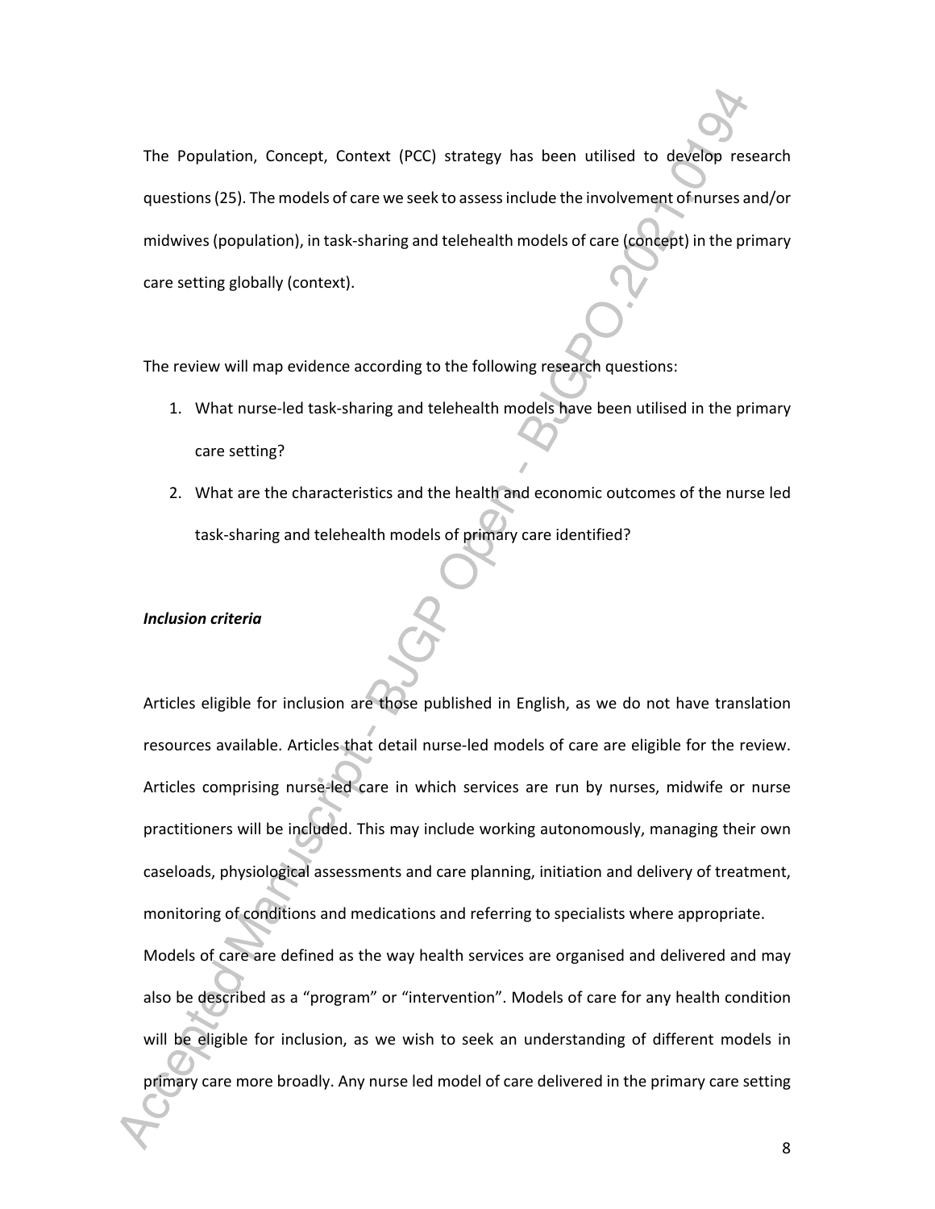The Population, Concept, Context (PCC) strategy has been utilised to develop research questions (25). The models of care we seek to assess include the involvement of nurses and/or midwives (population), in task-sharing and telehealth models of care (concept) in the primary care setting globally (context).

The review will map evidence according to the following research questions:

1. What nurse-led task-sharing and telehealth models have been utilised in the primary care setting?
2. What are the characteristics and the health and economic outcomes of the nurse led task-sharing and telehealth models of primary care identified?

***Inclusion criteria***

Articles eligible for inclusion are those published in English, as we do not have translation resources available. Articles that detail nurse-led models of care are eligible for the review. Articles comprising nurse-led care in which services are run by nurses, midwife or nurse practitioners will be included. This may include working autonomously, managing their own caseloads, physiological assessments and care planning, initiation and delivery of treatment, monitoring of conditions and medications and referring to specialists where appropriate.

Models of care are defined as the way health services are organised and delivered and may also be described as a "program" or "intervention". Models of care for any health condition will be eligible for inclusion, as we wish to seek an understanding of different models in primary care more broadly. Any nurse led model of care delivered in the primary care setting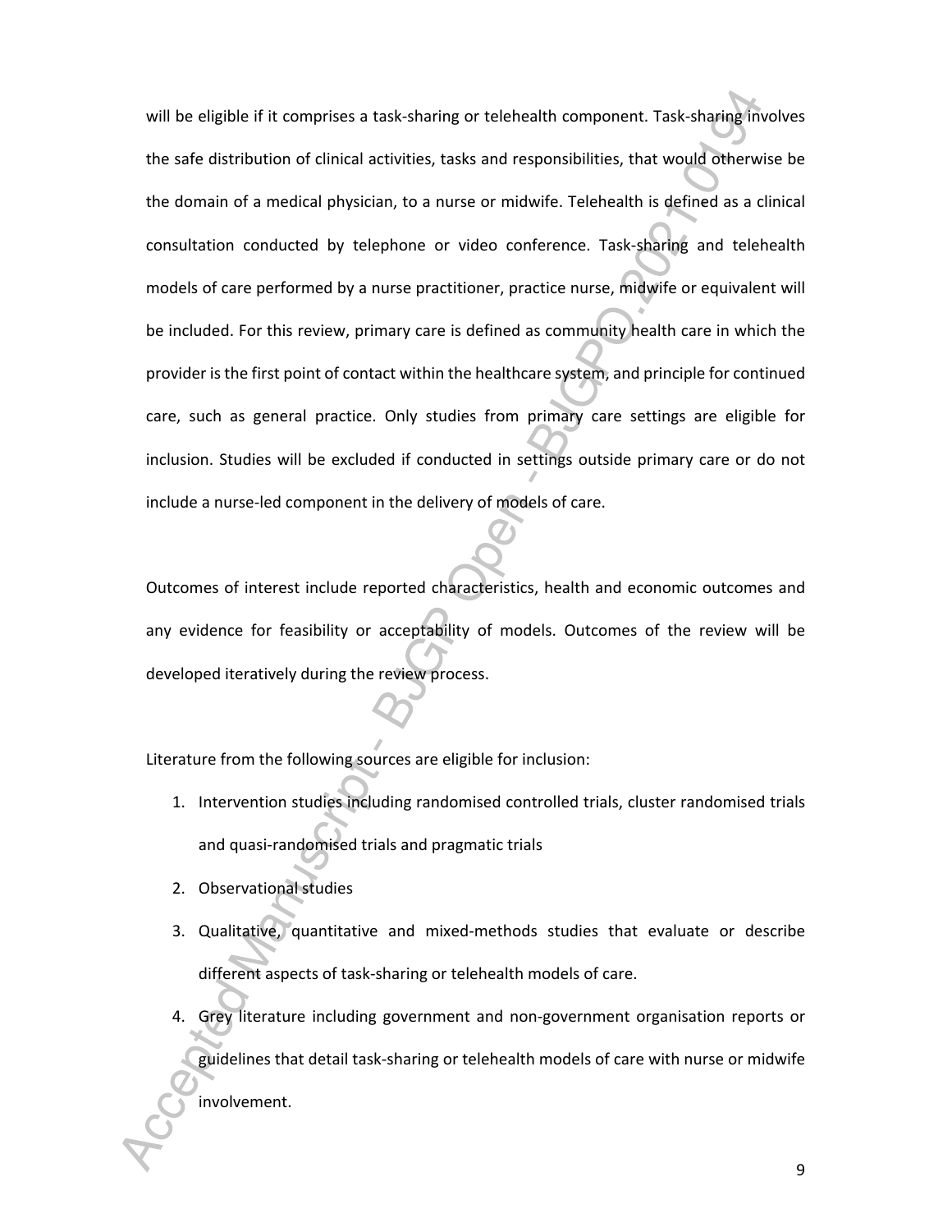will be eligible if it comprises a task-sharing or telehealth component. Task-sharing involves the safe distribution of clinical activities, tasks and responsibilities, that would otherwise be the domain of a medical physician, to a nurse or midwife. Telehealth is defined as a clinical consultation conducted by telephone or video conference. Task-sharing and telehealth models of care performed by a nurse practitioner, practice nurse, midwife or equivalent will be included. For this review, primary care is defined as community health care in which the provider is the first point of contact within the healthcare system, and principle for continued care, such as general practice. Only studies from primary care settings are eligible for inclusion. Studies will be excluded if conducted in settings outside primary care or do not include a nurse-led component in the delivery of models of care.

Outcomes of interest include reported characteristics, health and economic outcomes and any evidence for feasibility or acceptability of models. Outcomes of the review will be developed iteratively during the review process.

Literature from the following sources are eligible for inclusion:

1. Intervention studies including randomised controlled trials, cluster randomised trials and quasi-randomised trials and pragmatic trials
2. Observational studies
3. Qualitative, quantitative and mixed-methods studies that evaluate or describe different aspects of task-sharing or telehealth models of care.
4. Grey literature including government and non-government organisation reports or guidelines that detail task-sharing or telehealth models of care with nurse or midwife involvement.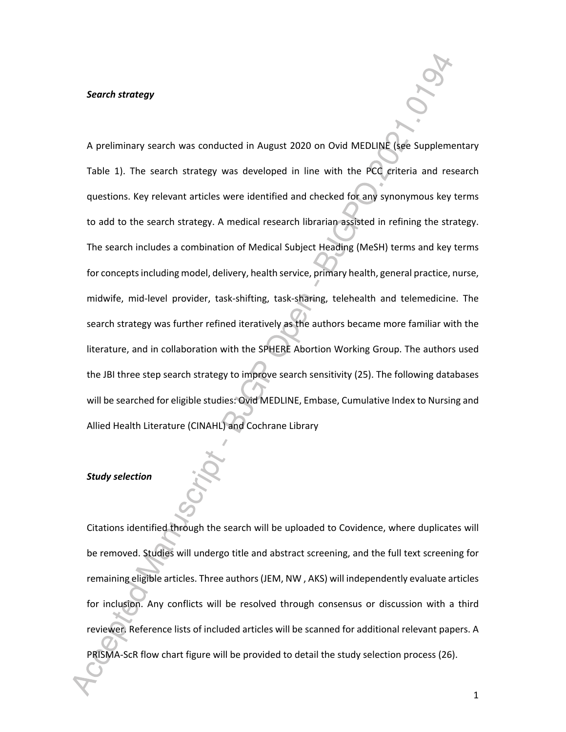### *Search strategy*

A preliminary search was conducted in August 2020 on Ovid MEDLINE (see Supplementary Table 1). The search strategy was developed in line with the PCC criteria and research questions. Key relevant articles were identified and checked for any synonymous key terms to add to the search strategy. A medical research librarian assisted in refining the strategy. The search includes a combination of Medical Subject Heading (MeSH) terms and key terms for concepts including model, delivery, health service, primary health, general practice, nurse, midwife, mid-level provider, task-shifting, task-sharing, telehealth and telemedicine. The search strategy was further refined iteratively as the authors became more familiar with the literature, and in collaboration with the SPHERE Abortion Working Group. The authors used the JBI three step search strategy to improve search sensitivity (25). The following databases will be searched for eligible studies: Ovid MEDLINE, Embase, Cumulative Index to Nursing and Allied Health Literature (CINAHL) and Cochrane Library

### *Study selection*

Citations identified through the search will be uploaded to Covidence, where duplicates will be removed. Studies will undergo title and abstract screening, and the full text screening for remaining eligible articles. Three authors (JEM, NW , AKS) will independently evaluate articles for inclusion. Any conflicts will be resolved through consensus or discussion with a third reviewer. Reference lists of included articles will be scanned for additional relevant papers. A PRISMA-ScR flow chart figure will be provided to detail the study selection process (26).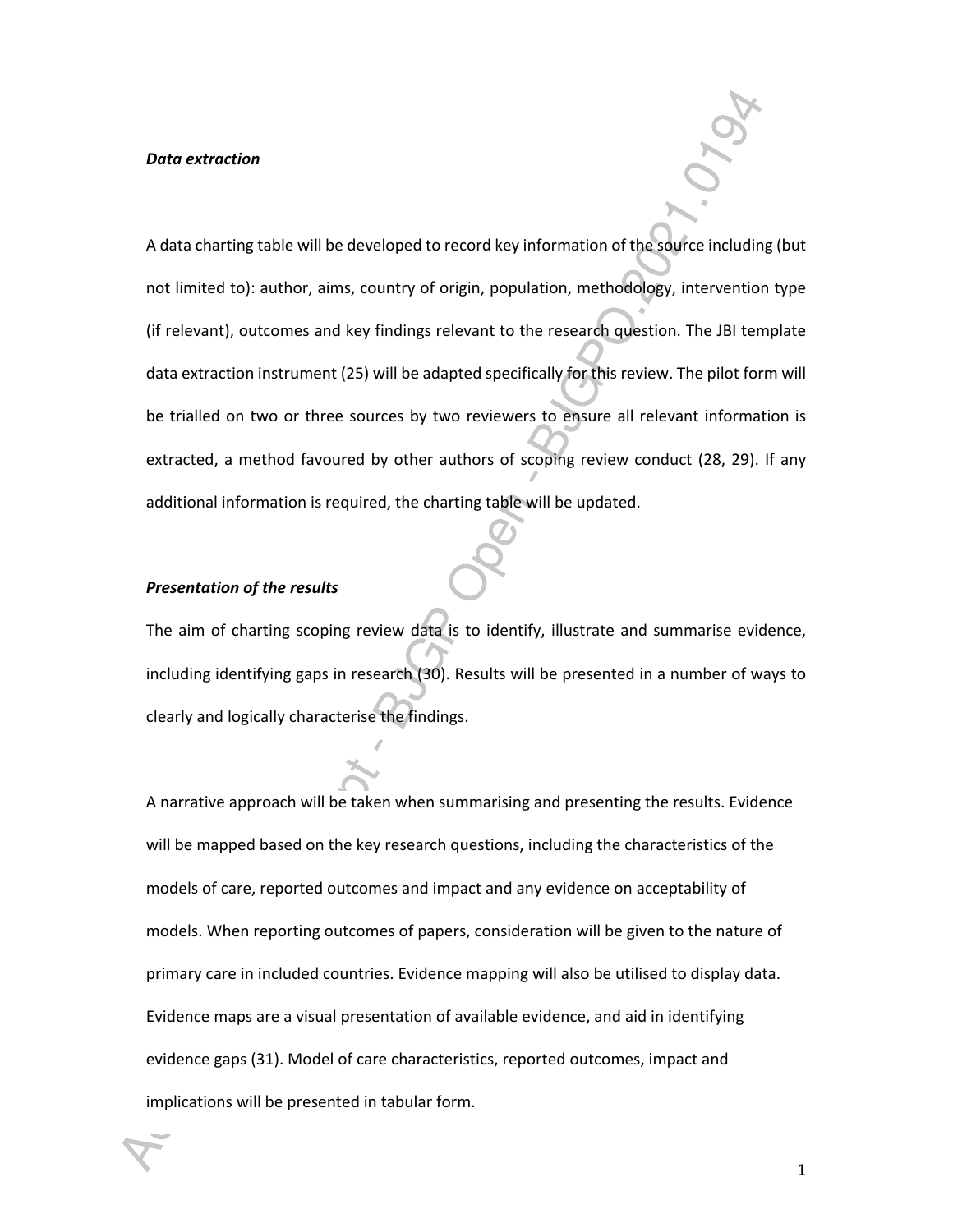***Data extraction***

A data charting table will be developed to record key information of the source including (but not limited to): author, aims, country of origin, population, methodology, intervention type (if relevant), outcomes and key findings relevant to the research question. The JBI template data extraction instrument (25) will be adapted specifically for this review. The pilot form will be trialled on two or three sources by two reviewers to ensure all relevant information is extracted, a method favoured by other authors of scoping review conduct (28, 29). If any additional information is required, the charting table will be updated.

***Presentation of the results***

The aim of charting scoping review data is to identify, illustrate and summarise evidence, including identifying gaps in research (30). Results will be presented in a number of ways to clearly and logically characterise the findings.

A narrative approach will be taken when summarising and presenting the results. Evidence will be mapped based on the key research questions, including the characteristics of the models of care, reported outcomes and impact and any evidence on acceptability of models. When reporting outcomes of papers, consideration will be given to the nature of primary care in included countries. Evidence mapping will also be utilised to display data. Evidence maps are a visual presentation of available evidence, and aid in identifying evidence gaps (31). Model of care characteristics, reported outcomes, impact and implications will be presented in tabular form.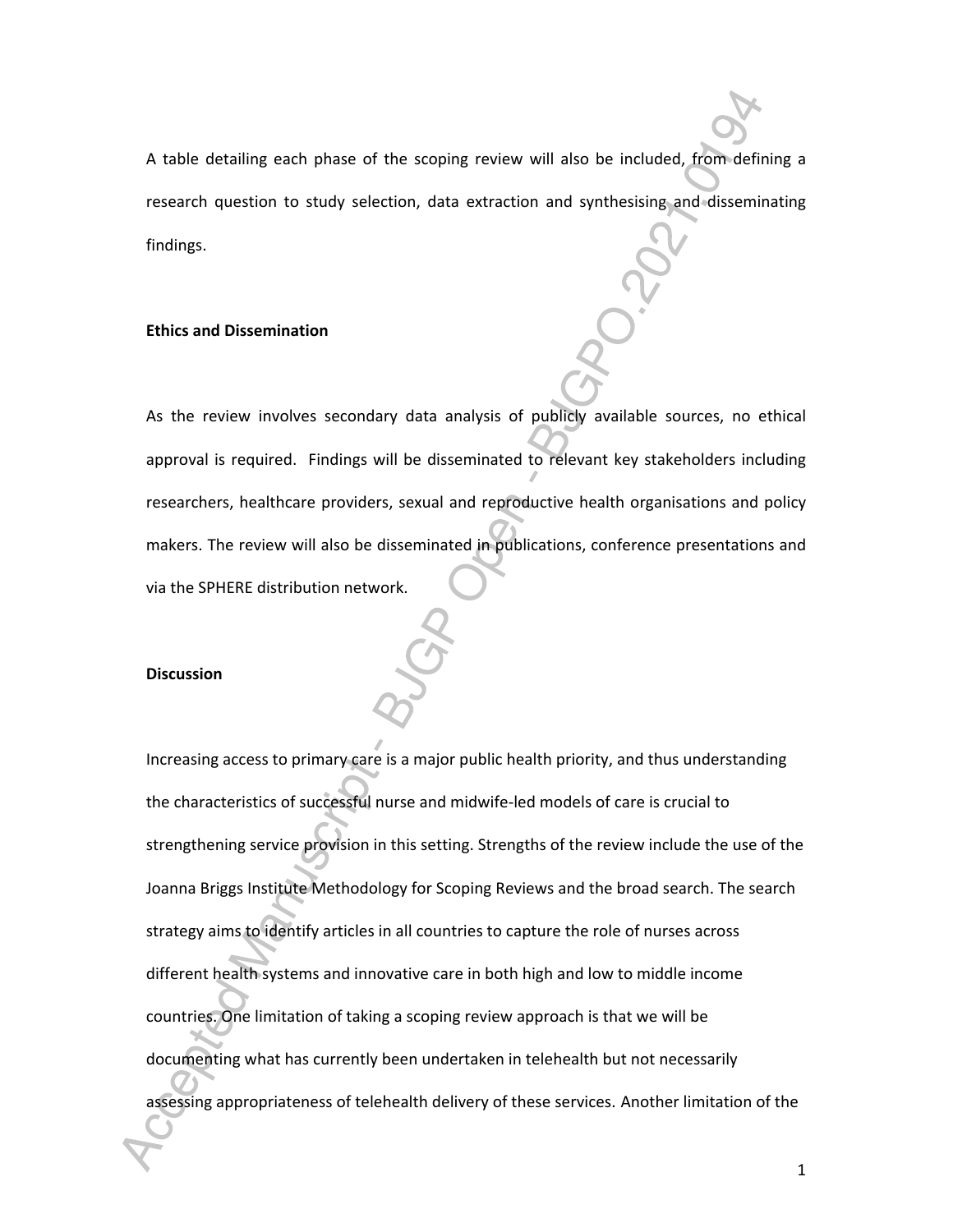A table detailing each phase of the scoping review will also be included, from defining a research question to study selection, data extraction and synthesising and disseminating findings.

**Ethics and Dissemination**

As the review involves secondary data analysis of publicly available sources, no ethical approval is required. Findings will be disseminated to relevant key stakeholders including researchers, healthcare providers, sexual and reproductive health organisations and policy makers. The review will also be disseminated in publications, conference presentations and via the SPHERE distribution network.

**Discussion**

Increasing access to primary care is a major public health priority, and thus understanding the characteristics of successful nurse and midwife-led models of care is crucial to strengthening service provision in this setting. Strengths of the review include the use of the Joanna Briggs Institute Methodology for Scoping Reviews and the broad search. The search strategy aims to identify articles in all countries to capture the role of nurses across different health systems and innovative care in both high and low to middle income countries. One limitation of taking a scoping review approach is that we will be documenting what has currently been undertaken in telehealth but not necessarily assessing appropriateness of telehealth delivery of these services. Another limitation of the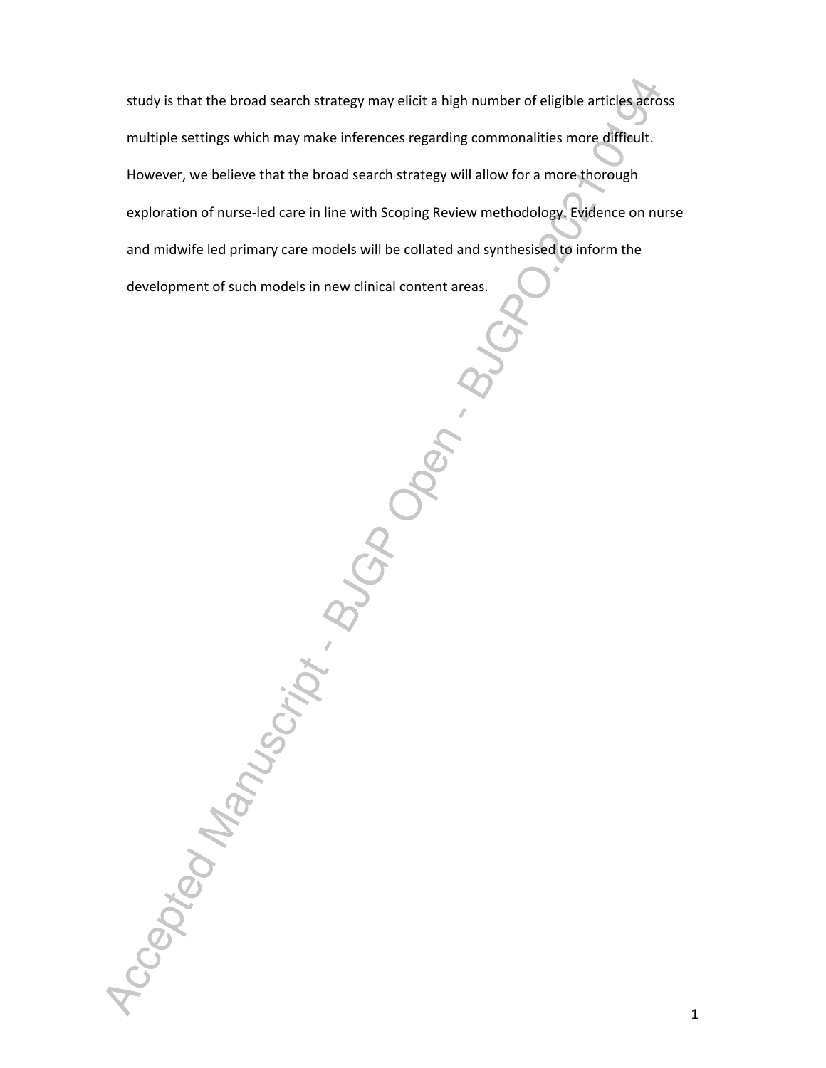study is that the broad search strategy may elicit a high number of eligible articles across multiple settings which may make inferences regarding commonalities more difficult. However, we believe that the broad search strategy will allow for a more thorough exploration of nurse-led care in line with Scoping Review methodology. Evidence on nurse and midwife led primary care models will be collated and synthesised to inform the development of such models in new clinical content areas.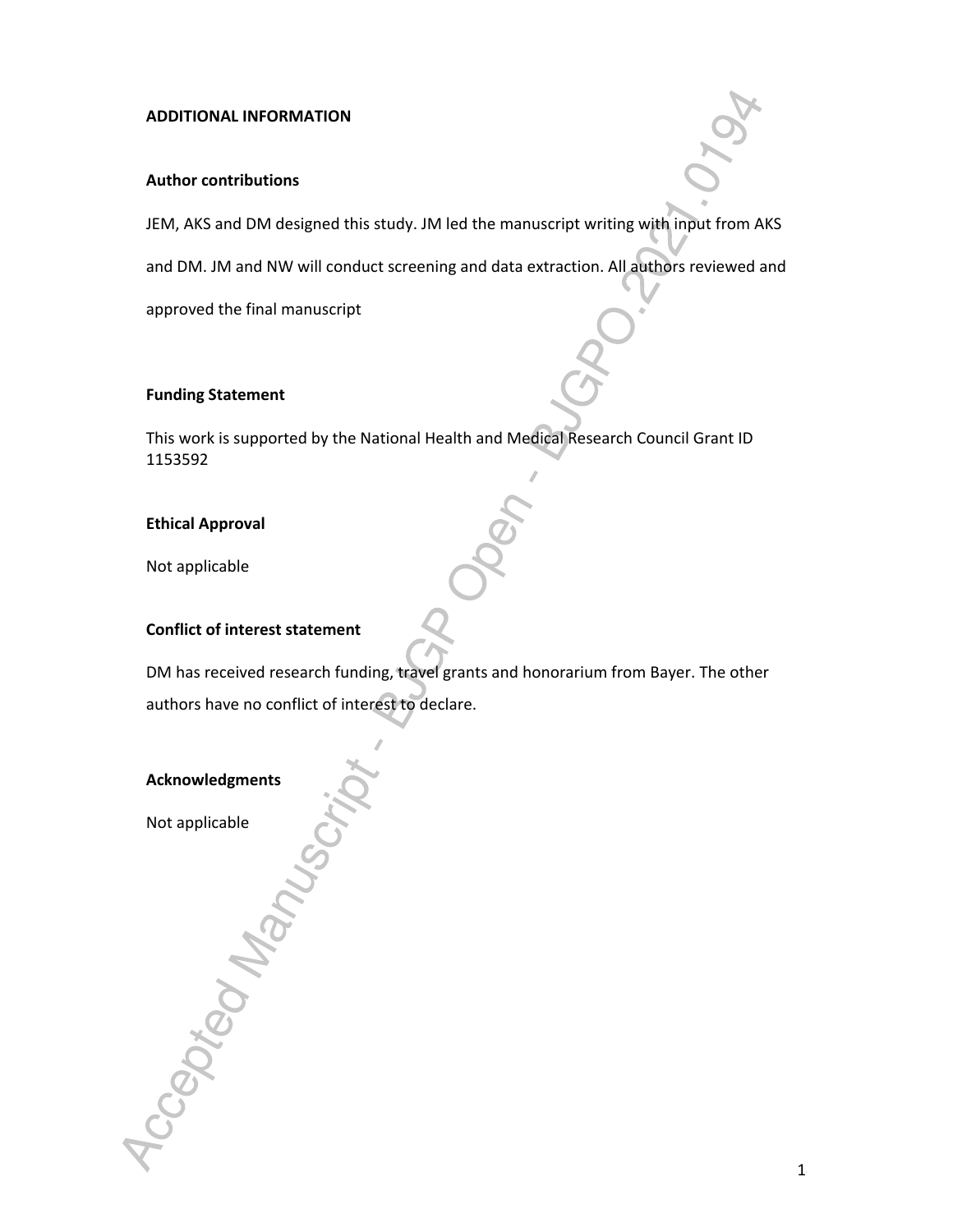## ADDITIONAL INFORMATION

### Author contributions

JEM, AKS and DM designed this study. JM led the manuscript writing with input from AKS and DM. JM and NW will conduct screening and data extraction. All authors reviewed and approved the final manuscript

### Funding Statement

This work is supported by the National Health and Medical Research Council Grant ID 1153592

### Ethical Approval

Not applicable

### Conflict of interest statement

DM has received research funding, travel grants and honorarium from Bayer. The other authors have no conflict of interest to declare.

### Acknowledgments

Not applicable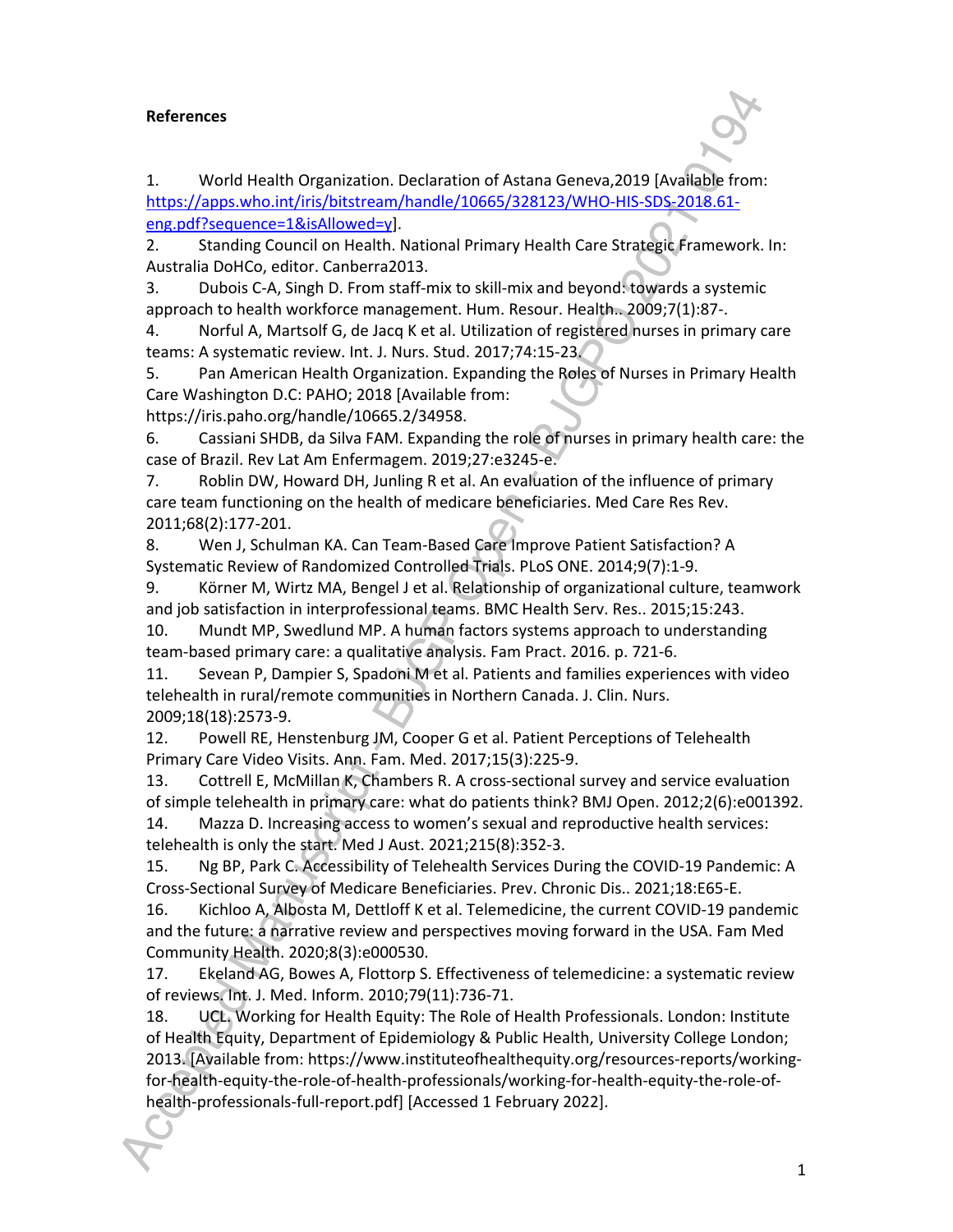**References**

1. World Health Organization. Declaration of Astana Geneva,2019 [Available from: https://apps.who.int/iris/bitstream/handle/10665/328123/WHO-HIS-SDS-2018.61-eng.pdf?sequence=1&isAllowed=y].
2. Standing Council on Health. National Primary Health Care Strategic Framework. In: Australia DoHCo, editor. Canberra2013.
3. Dubois C-A, Singh D. From staff-mix to skill-mix and beyond: towards a systemic approach to health workforce management. Hum. Resour. Health.. 2009;7(1):87-.
4. Norful A, Martsolf G, de Jacq K et al. Utilization of registered nurses in primary care teams: A systematic review. Int. J. Nurs. Stud. 2017;74:15-23.
5. Pan American Health Organization. Expanding the Roles of Nurses in Primary Health Care Washington D.C: PAHO; 2018 [Available from: https://iris.paho.org/handle/10665.2/34958.
6. Cassiani SHDB, da Silva FAM. Expanding the role of nurses in primary health care: the case of Brazil. Rev Lat Am Enfermagem. 2019;27:e3245-e.
7. Roblin DW, Howard DH, Junling R et al. An evaluation of the influence of primary care team functioning on the health of medicare beneficiaries. Med Care Res Rev. 2011;68(2):177-201.
8. Wen J, Schulman KA. Can Team-Based Care Improve Patient Satisfaction? A Systematic Review of Randomized Controlled Trials. PLoS ONE. 2014;9(7):1-9.
9. Körner M, Wirtz MA, Bengel J et al. Relationship of organizational culture, teamwork and job satisfaction in interprofessional teams. BMC Health Serv. Res.. 2015;15:243.
10. Mundt MP, Swedlund MP. A human factors systems approach to understanding team-based primary care: a qualitative analysis. Fam Pract. 2016. p. 721-6.
11. Sevean P, Dampier S, Spadoni M et al. Patients and families experiences with video telehealth in rural/remote communities in Northern Canada. J. Clin. Nurs. 2009;18(18):2573-9.
12. Powell RE, Henstenburg JM, Cooper G et al. Patient Perceptions of Telehealth Primary Care Video Visits. Ann. Fam. Med. 2017;15(3):225-9.
13. Cottrell E, McMillan K, Chambers R. A cross-sectional survey and service evaluation of simple telehealth in primary care: what do patients think? BMJ Open. 2012;2(6):e001392.
14. Mazza D. Increasing access to women's sexual and reproductive health services: telehealth is only the start. Med J Aust. 2021;215(8):352-3.
15. Ng BP, Park C. Accessibility of Telehealth Services During the COVID-19 Pandemic: A Cross-Sectional Survey of Medicare Beneficiaries. Prev. Chronic Dis.. 2021;18:E65-E.
16. Kichloo A, Albosta M, Dettloff K et al. Telemedicine, the current COVID-19 pandemic and the future: a narrative review and perspectives moving forward in the USA. Fam Med Community Health. 2020;8(3):e000530.
17. Ekeland AG, Bowes A, Flottorp S. Effectiveness of telemedicine: a systematic review of reviews. Int. J. Med. Inform. 2010;79(11):736-71.
18. UCL. Working for Health Equity: The Role of Health Professionals. London: Institute of Health Equity, Department of Epidemiology & Public Health, University College London; 2013. [Available from: https://www.instituteofhealthequity.org/resources-reports/working-for-health-equity-the-role-of-health-professionals/working-for-health-equity-the-role-of-health-professionals-full-report.pdf] [Accessed 1 February 2022].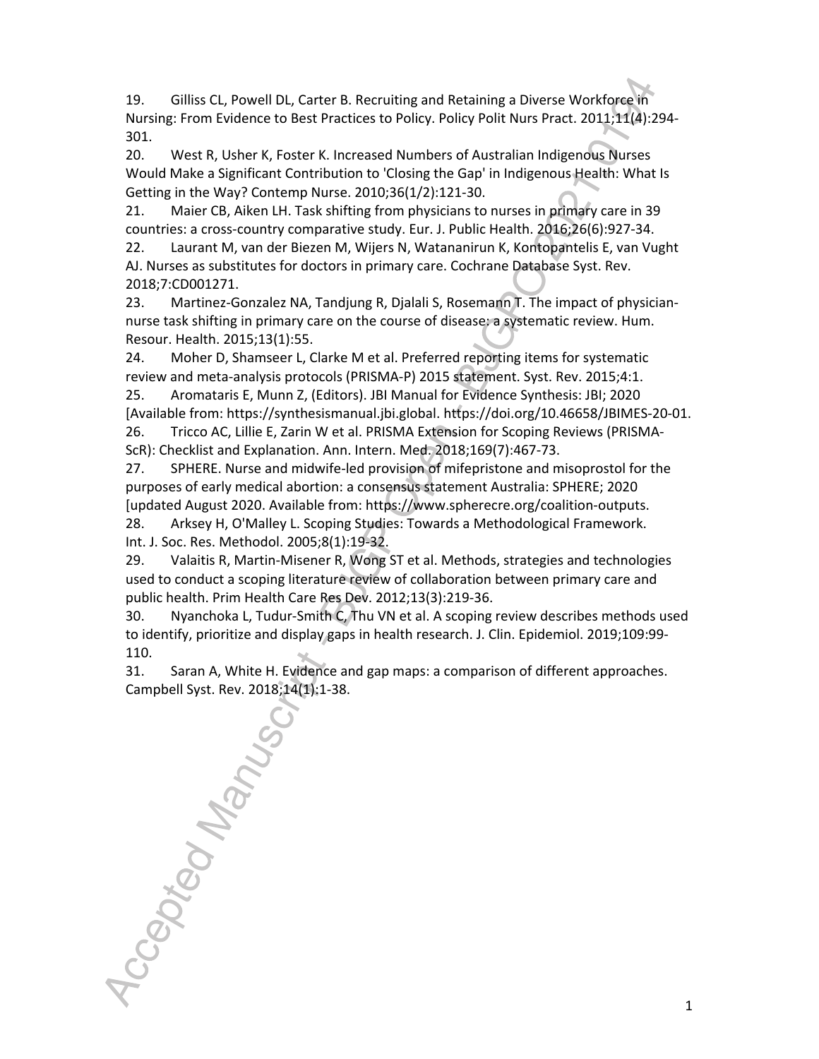19. Gilliss CL, Powell DL, Carter B. Recruiting and Retaining a Diverse Workforce in Nursing: From Evidence to Best Practices to Policy. Policy Polit Nurs Pract. 2011;11(4):294-301.
20. West R, Usher K, Foster K. Increased Numbers of Australian Indigenous Nurses Would Make a Significant Contribution to 'Closing the Gap' in Indigenous Health: What Is Getting in the Way? Contemp Nurse. 2010;36(1/2):121-30.
21. Maier CB, Aiken LH. Task shifting from physicians to nurses in primary care in 39 countries: a cross-country comparative study. Eur. J. Public Health. 2016;26(6):927-34.
22. Laurant M, van der Biezen M, Wijers N, Watananirun K, Kontopantelis E, van Vught AJ. Nurses as substitutes for doctors in primary care. Cochrane Database Syst. Rev. 2018;7:CD001271.
23. Martinez-Gonzalez NA, Tandjung R, Djalali S, Rosemann T. The impact of physician-nurse task shifting in primary care on the course of disease: a systematic review. Hum. Resour. Health. 2015;13(1):55.
24. Moher D, Shamseer L, Clarke M et al. Preferred reporting items for systematic review and meta-analysis protocols (PRISMA-P) 2015 statement. Syst. Rev. 2015;4:1.
25. Aromataris E, Munn Z, (Editors). JBI Manual for Evidence Synthesis: JBI; 2020 [Available from: https://synthesismanual.jbi.global. https://doi.org/10.46658/JBIMES-20-01.
26. Tricco AC, Lillie E, Zarin W et al. PRISMA Extension for Scoping Reviews (PRISMA-ScR): Checklist and Explanation. Ann. Intern. Med. 2018;169(7):467-73.
27. SPHERE. Nurse and midwife-led provision of mifepristone and misoprostol for the purposes of early medical abortion: a consensus statement Australia: SPHERE; 2020 [updated August 2020. Available from: https://www.spherecre.org/coalition-outputs.
28. Arksey H, O'Malley L. Scoping Studies: Towards a Methodological Framework. Int. J. Soc. Res. Methodol. 2005;8(1):19-32.
29. Valaitis R, Martin-Misener R, Wong ST et al. Methods, strategies and technologies used to conduct a scoping literature review of collaboration between primary care and public health. Prim Health Care Res Dev. 2012;13(3):219-36.
30. Nyanchoka L, Tudur-Smith C, Thu VN et al. A scoping review describes methods used to identify, prioritize and display gaps in health research. J. Clin. Epidemiol. 2019;109:99-110.
31. Saran A, White H. Evidence and gap maps: a comparison of different approaches. Campbell Syst. Rev. 2018;14(1):1-38.